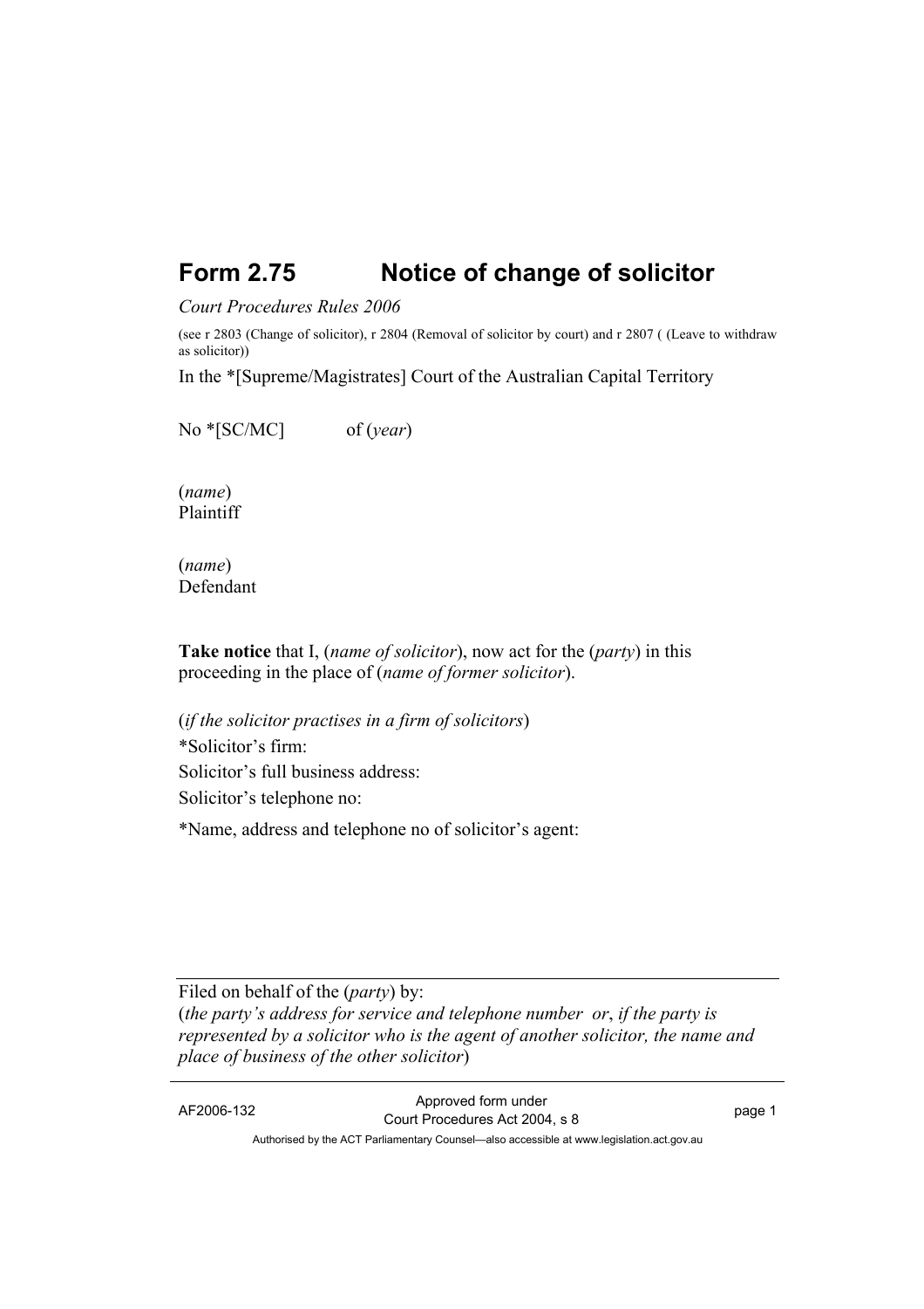# Form 2.75 Notice of change of solicitor

*Court Procedures Rules 2006*

(see r 2803 (Change of solicitor), r 2804 (Removal of solicitor by court) and r 2807 ( (Leave to withdraw as solicitor))

In the *[Supreme/Magistrates] Court of the Australian Capital Territory

No *[SC/MC] of (*year*)

(*name*)
Plaintiff

(*name*)
Defendant

**Take notice** that I, (*name of solicitor*), now act for the (*party*) in this proceeding in the place of (*name of former solicitor*).

(*if the solicitor practises in a firm of solicitors*)

*Solicitor's firm:

Solicitor's full business address:

Solicitor's telephone no:

*Name, address and telephone no of solicitor's agent:

---

Filed on behalf of the (*party*) by:
(*the party's address for service and telephone number or*, *if the party is represented by a solicitor who is the agent of another solicitor, the name and place of business of the other solicitor*)

---

AF2006-132

Approved form under
Court Procedures Act 2004, s 8

Authorised by the ACT Parliamentary Counsel—also accessible at www.legislation.act.gov.au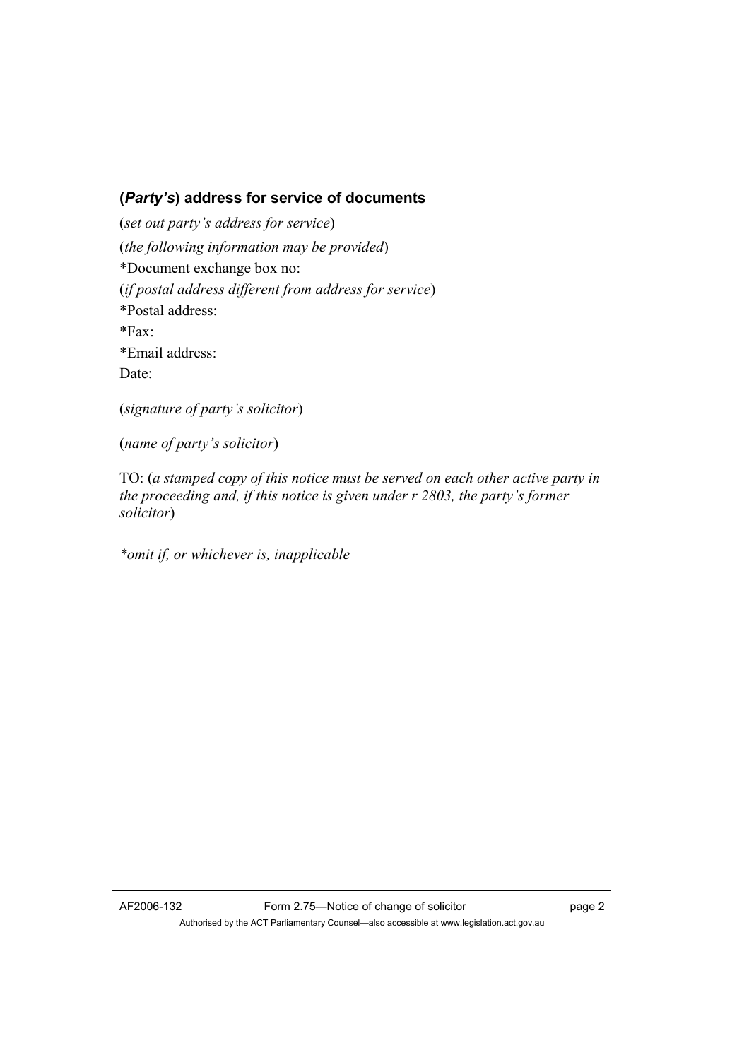## (*Party's*) address for service of documents

(*set out party's address for service*)

(*the following information may be provided*)

*Document exchange box no:

(*if postal address different from address for service*)

*Postal address:

*Fax:

*Email address:

Date:

(*signature of party's solicitor*)

(*name of party's solicitor*)

TO: (*a stamped copy of this notice must be served on each other active party in the proceeding and, if this notice is given under r 2803, the party's former solicitor*)

*\*omit if, or whichever is, inapplicable*